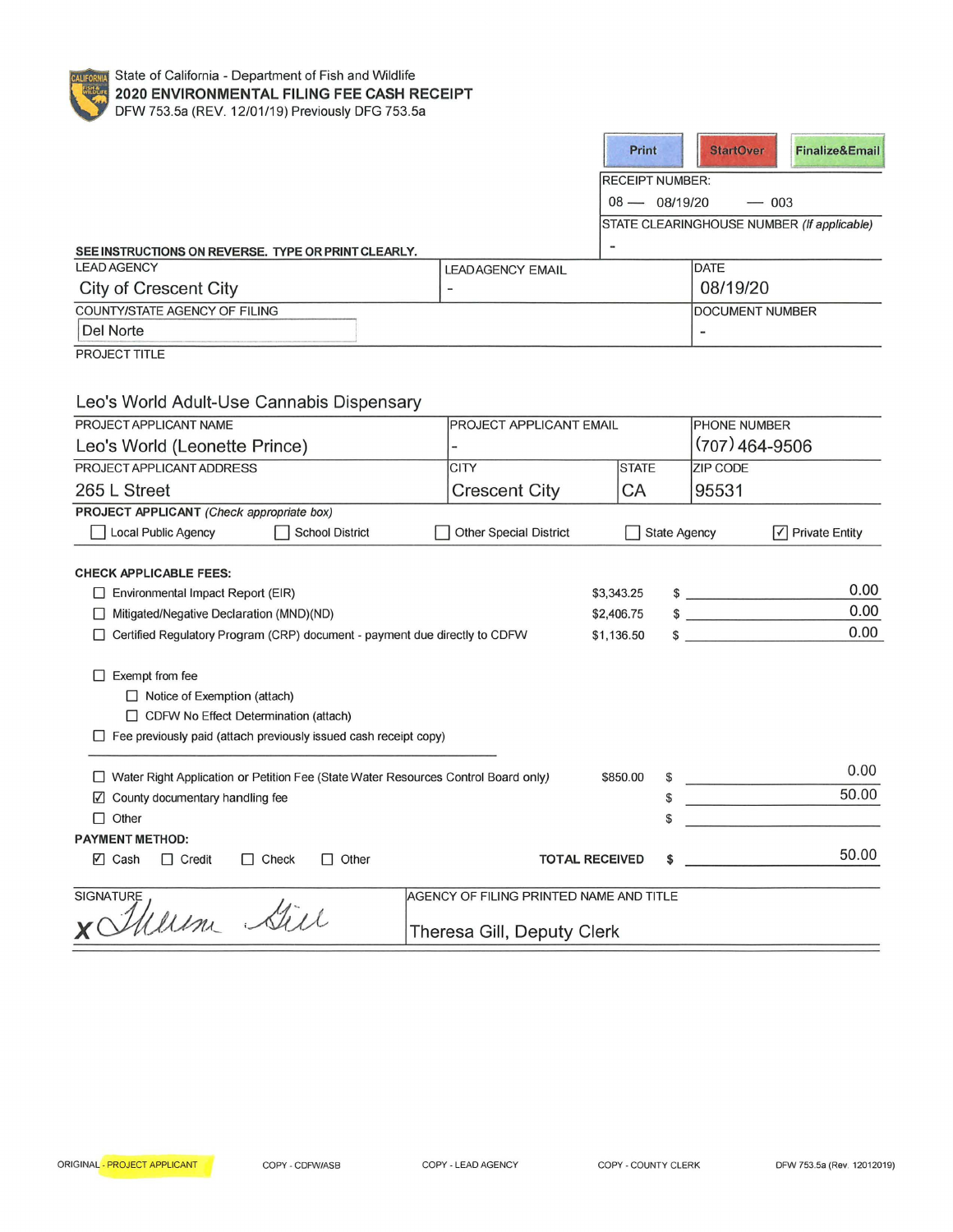State of California - Department of Fish and Wildlife

# 2020 ENVIRONMENTAL FILING FEE CASH RECEIPT

DFW 753.5a (REV. 12/01/19) Previously DFG 753.5a

Print | StartOver | Finalize&Email

RECEIPT NUMBER: 08 — 08/19/20 — 003

STATE CLEARINGHOUSE NUMBER *(If applicable)*: -

**SEE INSTRUCTIONS ON REVERSE. TYPE OR PRINT CLEARLY.**

| LEAD AGENCY | LEAD AGENCY EMAIL | DATE |
|---|---|---|
| City of Crescent City | - | 08/19/20 |

| COUNTY/STATE AGENCY OF FILING | DOCUMENT NUMBER |
|---|---|
| Del Norte | - |

PROJECT TITLE

Leo's World Adult-Use Cannabis Dispensary

| PROJECT APPLICANT NAME | PROJECT APPLICANT EMAIL | PHONE NUMBER |
|---|---|---|
| Leo's World (Leonette Prince) | - | (707) 464-9506 |

| PROJECT APPLICANT ADDRESS | CITY | STATE | ZIP CODE |
|---|---|---|---|
| 265 L Street | Crescent City | CA | 95531 |

**PROJECT APPLICANT** *(Check appropriate box)*

☐ Local Public Agency ☐ School District ☐ Other Special District ☐ State Agency ☑ Private Entity

**CHECK APPLICABLE FEES:**

| Fee | Amount | Paid |
|---|---|---|
| ☐ Environmental Impact Report (EIR) | $3,343.25 | $ 0.00 |
| ☐ Mitigated/Negative Declaration (MND)(ND) | $2,406.75 | $ 0.00 |
| ☐ Certified Regulatory Program (CRP) document - payment due directly to CDFW | $1,136.50 | $ 0.00 |

☐ Exempt from fee
- ☐ Notice of Exemption (attach)
- ☐ CDFW No Effect Determination (attach)

☐ Fee previously paid (attach previously issued cash receipt copy)

| Fee | Amount | Paid |
|---|---|---|
| ☐ Water Right Application or Petition Fee (State Water Resources Control Board only) | $850.00 | $ 0.00 |
| ☑ County documentary handling fee | | $ 50.00 |
| ☐ Other | | $ |

**PAYMENT METHOD:**

☑ Cash ☐ Credit ☐ Check ☐ Other

**TOTAL RECEIVED** $ 50.00

| SIGNATURE | AGENCY OF FILING PRINTED NAME AND TITLE |
|---|---|
| x Theresa Gill | Theresa Gill, Deputy Clerk |

ORIGINAL - PROJECT APPLICANT COPY - CDFW/ASB COPY - LEAD AGENCY COPY - COUNTY CLERK DFW 753.5a (Rev. 12012019)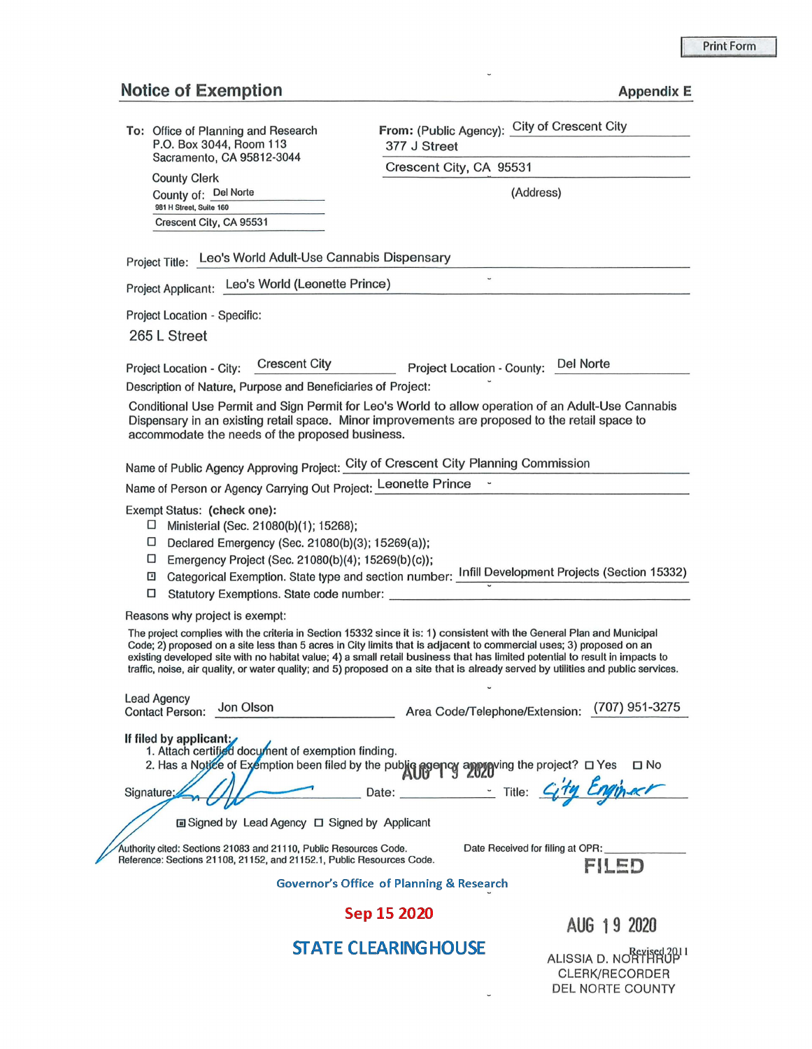Print Form

## Notice of Exemption

**Appendix E**

**To:** Office of Planning and Research
P.O. Box 3044, Room 113
Sacramento, CA 95812-3044

County Clerk
County of: Del Norte
981 H Street, Suite 160
Crescent City, CA 95531

**From:** (Public Agency): City of Crescent City
377 J Street
Crescent City, CA 95531
(Address)

Project Title: Leo's World Adult-Use Cannabis Dispensary

Project Applicant: Leo's World (Leonette Prince)

Project Location - Specific:

265 L Street

Project Location - City: Crescent City Project Location - County: Del Norte

Description of Nature, Purpose and Beneficiaries of Project:

Conditional Use Permit and Sign Permit for Leo's World to allow operation of an Adult-Use Cannabis Dispensary in an existing retail space. Minor improvements are proposed to the retail space to accommodate the needs of the proposed business.

Name of Public Agency Approving Project: City of Crescent City Planning Commission

Name of Person or Agency Carrying Out Project: Leonette Prince

Exempt Status: **(check one):**

- ☐ Ministerial (Sec. 21080(b)(1); 15268);
- ☐ Declared Emergency (Sec. 21080(b)(3); 15269(a));
- ☐ Emergency Project (Sec. 21080(b)(4); 15269(b)(c));
- ☒ Categorical Exemption. State type and section number: Infill Development Projects (Section 15332)
- ☐ Statutory Exemptions. State code number:

Reasons why project is exempt:

The project complies with the criteria in Section 15332 since it is: 1) consistent with the General Plan and Municipal Code; 2) proposed on a site less than 5 acres in City limits that is adjacent to commercial uses; 3) proposed on an existing developed site with no habitat value; 4) a small retail business that has limited potential to result in impacts to traffic, noise, air quality, or water quality; and 5) proposed on a site that is already served by utilities and public services.

Lead Agency Contact Person: Jon Olson Area Code/Telephone/Extension: (707) 951-3275

**If filed by applicant:**

1. Attach certified document of exemption finding.
2. Has a Notice of Exemption been filed by the public agency approving the project? ☐ Yes ☐ No

Signature: [signature] Date: AUG 19 2020 Title: City Engineer

☒ Signed by Lead Agency ☐ Signed by Applicant

Authority cited: Sections 21083 and 21110, Public Resources Code.
Reference: Sections 21108, 21152, and 21152.1, Public Resources Code.

Date Received for filing at OPR:

Governor's Office of Planning & Research

Sep 15 2020

STATE CLEARINGHOUSE

FILED

AUG 19 2020

ALISSIA D. NORTHRUP
CLERK/RECORDER
DEL NORTE COUNTY

Revised 2011